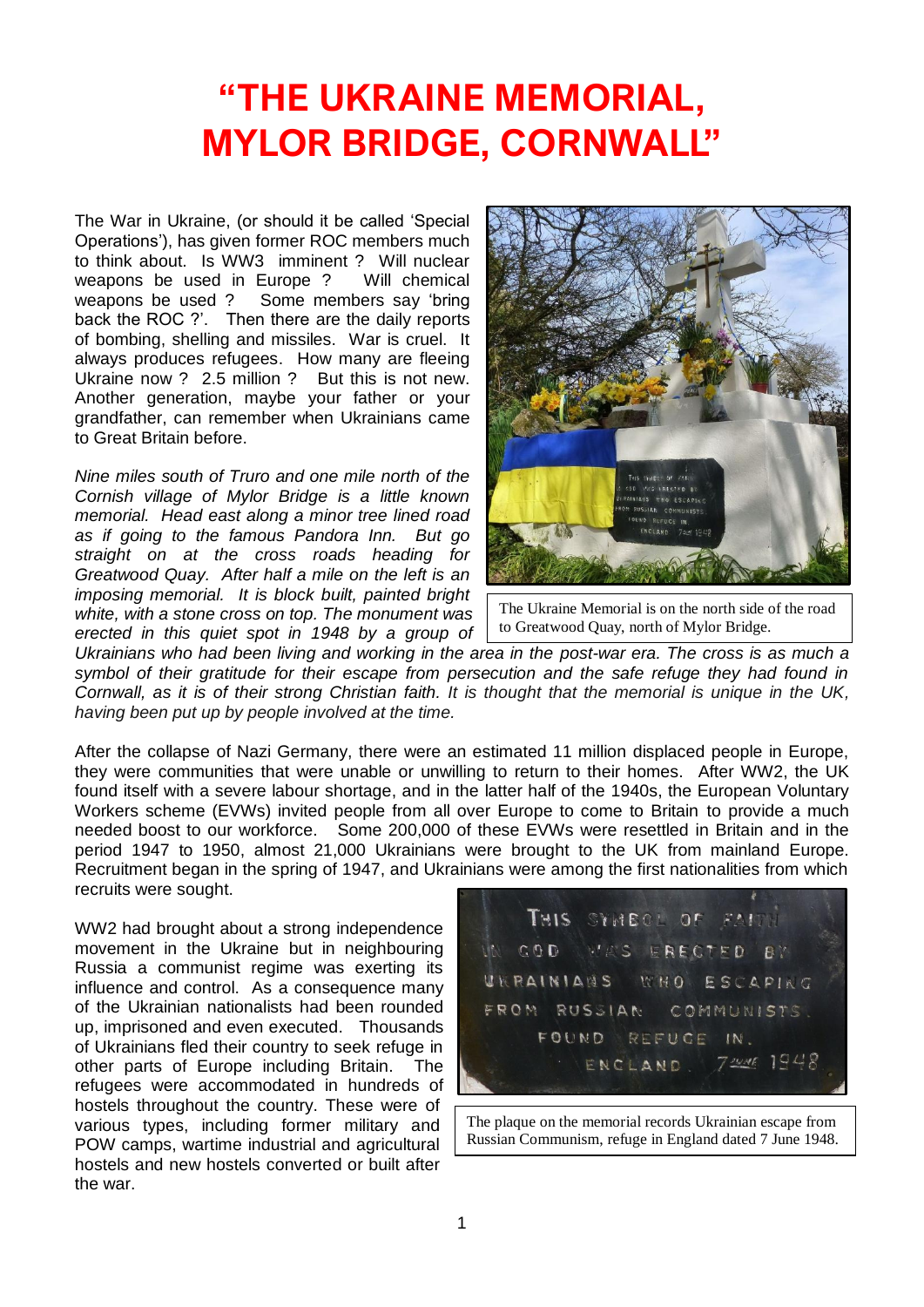# "THE UKRAINE MEMORIAL, MYLOR BRIDGE, CORNWALL"

The War in Ukraine, (or should it be called 'Special Operations'), has given former ROC members much to think about. Is WW3 imminent ? Will nuclear weapons be used in Europe ? Will chemical weapons be used ? Some members say 'bring back the ROC ?'. Then there are the daily reports of bombing, shelling and missiles. War is cruel. It always produces refugees. How many are fleeing Ukraine now ? 2.5 million ? But this is not new. Another generation, maybe your father or your grandfather, can remember when Ukrainians came to Great Britain before.

*Nine miles south of Truro and one mile north of the Cornish village of Mylor Bridge is a little known memorial. Head east along a minor tree lined road as if going to the famous Pandora Inn. But go straight on at the cross roads heading for Greatwood Quay. After half a mile on the left is an imposing memorial. It is block built, painted bright white, with a stone cross on top. The monument was erected in this quiet spot in 1948 by a group of Ukrainians who had been living and working in the area in the post-war era. The cross is as much a symbol of their gratitude for their escape from persecution and the safe refuge they had found in Cornwall, as it is of their strong Christian faith. It is thought that the memorial is unique in the UK, having been put up by people involved at the time.*

The Ukraine Memorial is on the north side of the road to Greatwood Quay, north of Mylor Bridge.

After the collapse of Nazi Germany, there were an estimated 11 million displaced people in Europe, they were communities that were unable or unwilling to return to their homes. After WW2, the UK found itself with a severe labour shortage, and in the latter half of the 1940s, the European Voluntary Workers scheme (EVWs) invited people from all over Europe to come to Britain to provide a much needed boost to our workforce. Some 200,000 of these EVWs were resettled in Britain and in the period 1947 to 1950, almost 21,000 Ukrainians were brought to the UK from mainland Europe. Recruitment began in the spring of 1947, and Ukrainians were among the first nationalities from which recruits were sought.

WW2 had brought about a strong independence movement in the Ukraine but in neighbouring Russia a communist regime was exerting its influence and control. As a consequence many of the Ukrainian nationalists had been rounded up, imprisoned and even executed. Thousands of Ukrainians fled their country to seek refuge in other parts of Europe including Britain. The refugees were accommodated in hundreds of hostels throughout the country. These were of various types, including former military and POW camps, wartime industrial and agricultural hostels and new hostels converted or built after the war.

The plaque on the memorial records Ukrainian escape from Russian Communism, refuge in England dated 7 June 1948.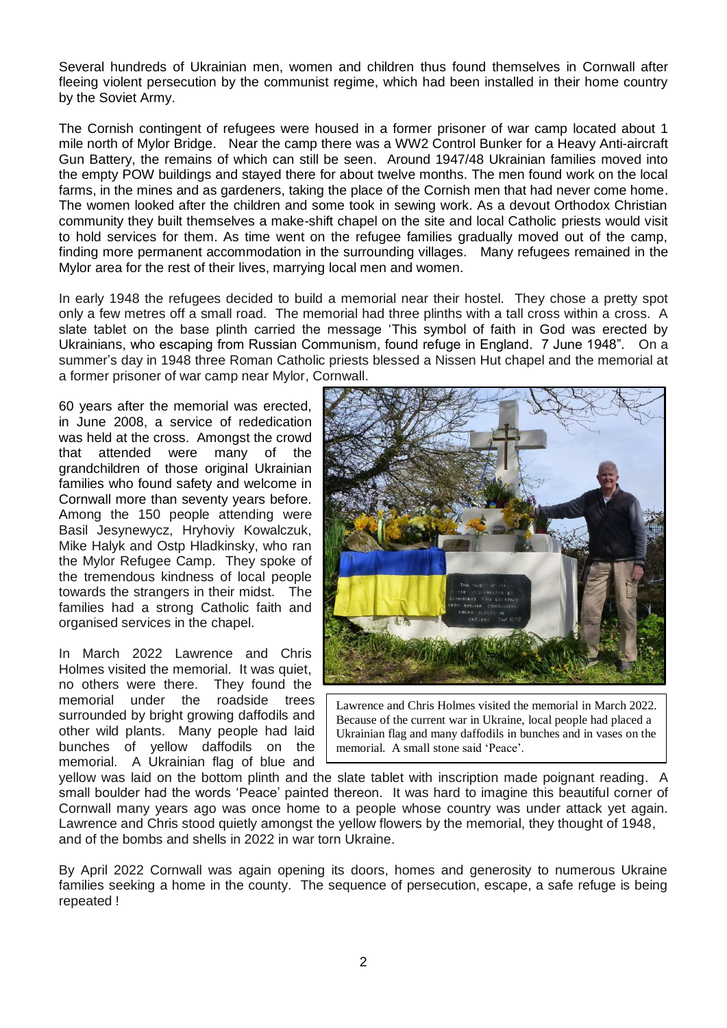Several hundreds of Ukrainian men, women and children thus found themselves in Cornwall after fleeing violent persecution by the communist regime, which had been installed in their home country by the Soviet Army.

The Cornish contingent of refugees were housed in a former prisoner of war camp located about 1 mile north of Mylor Bridge. Near the camp there was a WW2 Control Bunker for a Heavy Anti-aircraft Gun Battery, the remains of which can still be seen. Around 1947/48 Ukrainian families moved into the empty POW buildings and stayed there for about twelve months. The men found work on the local farms, in the mines and as gardeners, taking the place of the Cornish men that had never come home. The women looked after the children and some took in sewing work. As a devout Orthodox Christian community they built themselves a make-shift chapel on the site and local Catholic priests would visit to hold services for them. As time went on the refugee families gradually moved out of the camp, finding more permanent accommodation in the surrounding villages. Many refugees remained in the Mylor area for the rest of their lives, marrying local men and women.

In early 1948 the refugees decided to build a memorial near their hostel. They chose a pretty spot only a few metres off a small road. The memorial had three plinths with a tall cross within a cross. A slate tablet on the base plinth carried the message 'This symbol of faith in God was erected by Ukrainians, who escaping from Russian Communism, found refuge in England. 7 June 1948". On a summer's day in 1948 three Roman Catholic priests blessed a Nissen Hut chapel and the memorial at a former prisoner of war camp near Mylor, Cornwall.

60 years after the memorial was erected, in June 2008, a service of rededication was held at the cross. Amongst the crowd that attended were many of the grandchildren of those original Ukrainian families who found safety and welcome in Cornwall more than seventy years before. Among the 150 people attending were Basil Jesynewycz, Hryhoviy Kowalczuk, Mike Halyk and Ostp Hladkinsky, who ran the Mylor Refugee Camp. They spoke of the tremendous kindness of local people towards the strangers in their midst. The families had a strong Catholic faith and organised services in the chapel.

In March 2022 Lawrence and Chris Holmes visited the memorial. It was quiet, no others were there. They found the memorial under the roadside trees surrounded by bright growing daffodils and other wild plants. Many people had laid bunches of yellow daffodils on the memorial. A Ukrainian flag of blue and yellow was laid on the bottom plinth and the slate tablet with inscription made poignant reading. A small boulder had the words 'Peace' painted thereon. It was hard to imagine this beautiful corner of Cornwall many years ago was once home to a people whose country was under attack yet again. Lawrence and Chris stood quietly amongst the yellow flowers by the memorial, they thought of 1948, and of the bombs and shells in 2022 in war torn Ukraine.

Lawrence and Chris Holmes visited the memorial in March 2022. Because of the current war in Ukraine, local people had placed a Ukrainian flag and many daffodils in bunches and in vases on the memorial. A small stone said 'Peace'.

By April 2022 Cornwall was again opening its doors, homes and generosity to numerous Ukraine families seeking a home in the county. The sequence of persecution, escape, a safe refuge is being repeated !